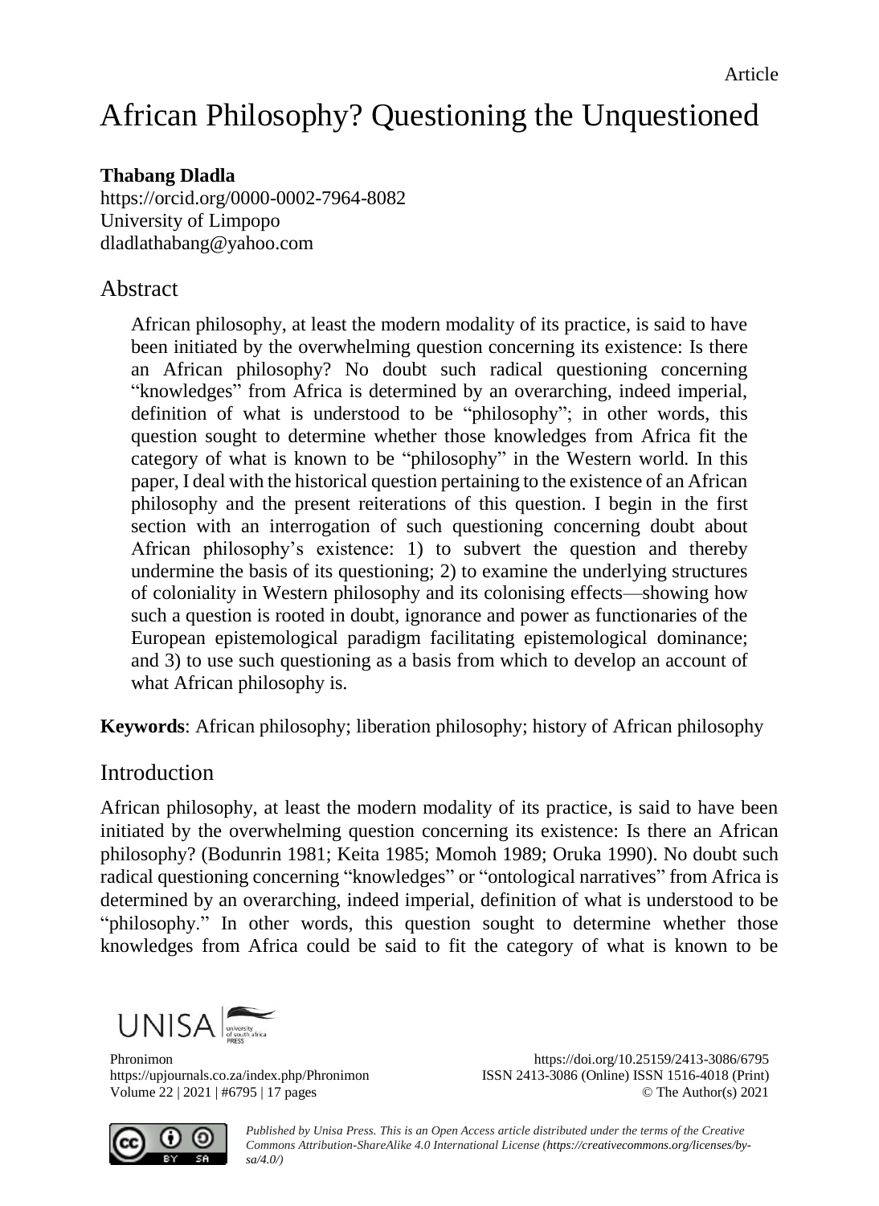Article

# African Philosophy? Questioning the Unquestioned

**Thabang Dladla**
https://orcid.org/0000-0002-7964-8082
University of Limpopo
dladlathabang@yahoo.com

## Abstract

African philosophy, at least the modern modality of its practice, is said to have been initiated by the overwhelming question concerning its existence: Is there an African philosophy? No doubt such radical questioning concerning "knowledges" from Africa is determined by an overarching, indeed imperial, definition of what is understood to be "philosophy"; in other words, this question sought to determine whether those knowledges from Africa fit the category of what is known to be "philosophy" in the Western world. In this paper, I deal with the historical question pertaining to the existence of an African philosophy and the present reiterations of this question. I begin in the first section with an interrogation of such questioning concerning doubt about African philosophy's existence: 1) to subvert the question and thereby undermine the basis of its questioning; 2) to examine the underlying structures of coloniality in Western philosophy and its colonising effects—showing how such a question is rooted in doubt, ignorance and power as functionaries of the European epistemological paradigm facilitating epistemological dominance; and 3) to use such questioning as a basis from which to develop an account of what African philosophy is.

**Keywords**: African philosophy; liberation philosophy; history of African philosophy

## Introduction

African philosophy, at least the modern modality of its practice, is said to have been initiated by the overwhelming question concerning its existence: Is there an African philosophy? (Bodunrin 1981; Keita 1985; Momoh 1989; Oruka 1990). No doubt such radical questioning concerning "knowledges" or "ontological narratives" from Africa is determined by an overarching, indeed imperial, definition of what is understood to be "philosophy." In other words, this question sought to determine whether those knowledges from Africa could be said to fit the category of what is known to be

*Published by Unisa Press. This is an Open Access article distributed under the terms of the Creative Commons Attribution-ShareAlike 4.0 International License (https://creativecommons.org/licenses/by-sa/4.0/)*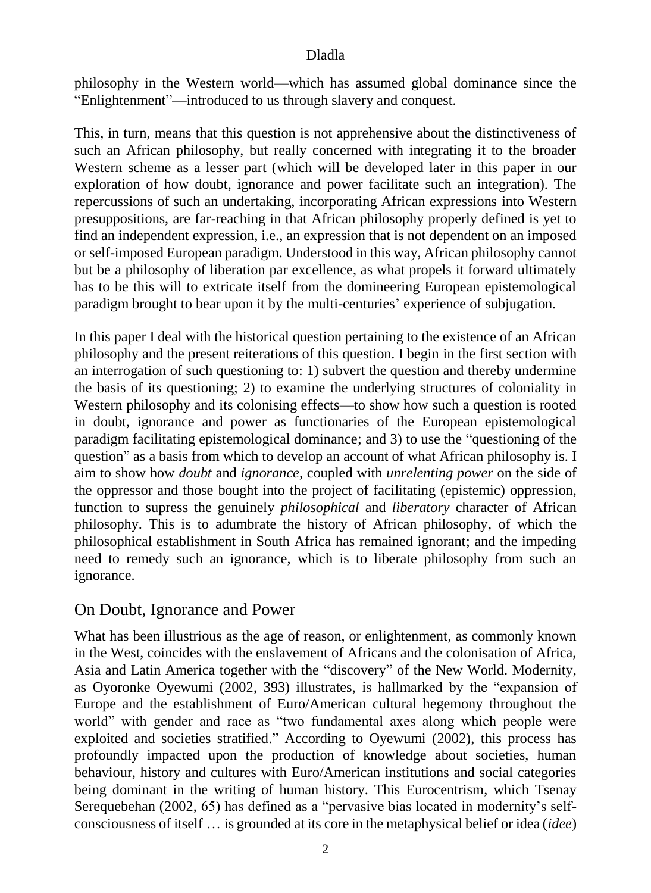philosophy in the Western world—which has assumed global dominance since the "Enlightenment"—introduced to us through slavery and conquest.

This, in turn, means that this question is not apprehensive about the distinctiveness of such an African philosophy, but really concerned with integrating it to the broader Western scheme as a lesser part (which will be developed later in this paper in our exploration of how doubt, ignorance and power facilitate such an integration). The repercussions of such an undertaking, incorporating African expressions into Western presuppositions, are far-reaching in that African philosophy properly defined is yet to find an independent expression, i.e., an expression that is not dependent on an imposed or self-imposed European paradigm. Understood in this way, African philosophy cannot but be a philosophy of liberation par excellence, as what propels it forward ultimately has to be this will to extricate itself from the domineering European epistemological paradigm brought to bear upon it by the multi-centuries' experience of subjugation.

In this paper I deal with the historical question pertaining to the existence of an African philosophy and the present reiterations of this question. I begin in the first section with an interrogation of such questioning to: 1) subvert the question and thereby undermine the basis of its questioning; 2) to examine the underlying structures of coloniality in Western philosophy and its colonising effects—to show how such a question is rooted in doubt, ignorance and power as functionaries of the European epistemological paradigm facilitating epistemological dominance; and 3) to use the "questioning of the question" as a basis from which to develop an account of what African philosophy is. I aim to show how *doubt* and *ignorance,* coupled with *unrelenting power* on the side of the oppressor and those bought into the project of facilitating (epistemic) oppression, function to supress the genuinely *philosophical* and *liberatory* character of African philosophy. This is to adumbrate the history of African philosophy, of which the philosophical establishment in South Africa has remained ignorant; and the impeding need to remedy such an ignorance, which is to liberate philosophy from such an ignorance.

## On Doubt, Ignorance and Power

What has been illustrious as the age of reason, or enlightenment, as commonly known in the West, coincides with the enslavement of Africans and the colonisation of Africa, Asia and Latin America together with the "discovery" of the New World. Modernity, as Oyoronke Oyewumi (2002, 393) illustrates, is hallmarked by the "expansion of Europe and the establishment of Euro/American cultural hegemony throughout the world" with gender and race as "two fundamental axes along which people were exploited and societies stratified." According to Oyewumi (2002), this process has profoundly impacted upon the production of knowledge about societies, human behaviour, history and cultures with Euro/American institutions and social categories being dominant in the writing of human history. This Eurocentrism, which Tsenay Serequebehan (2002, 65) has defined as a "pervasive bias located in modernity's self-consciousness of itself … is grounded at its core in the metaphysical belief or idea (*idee*)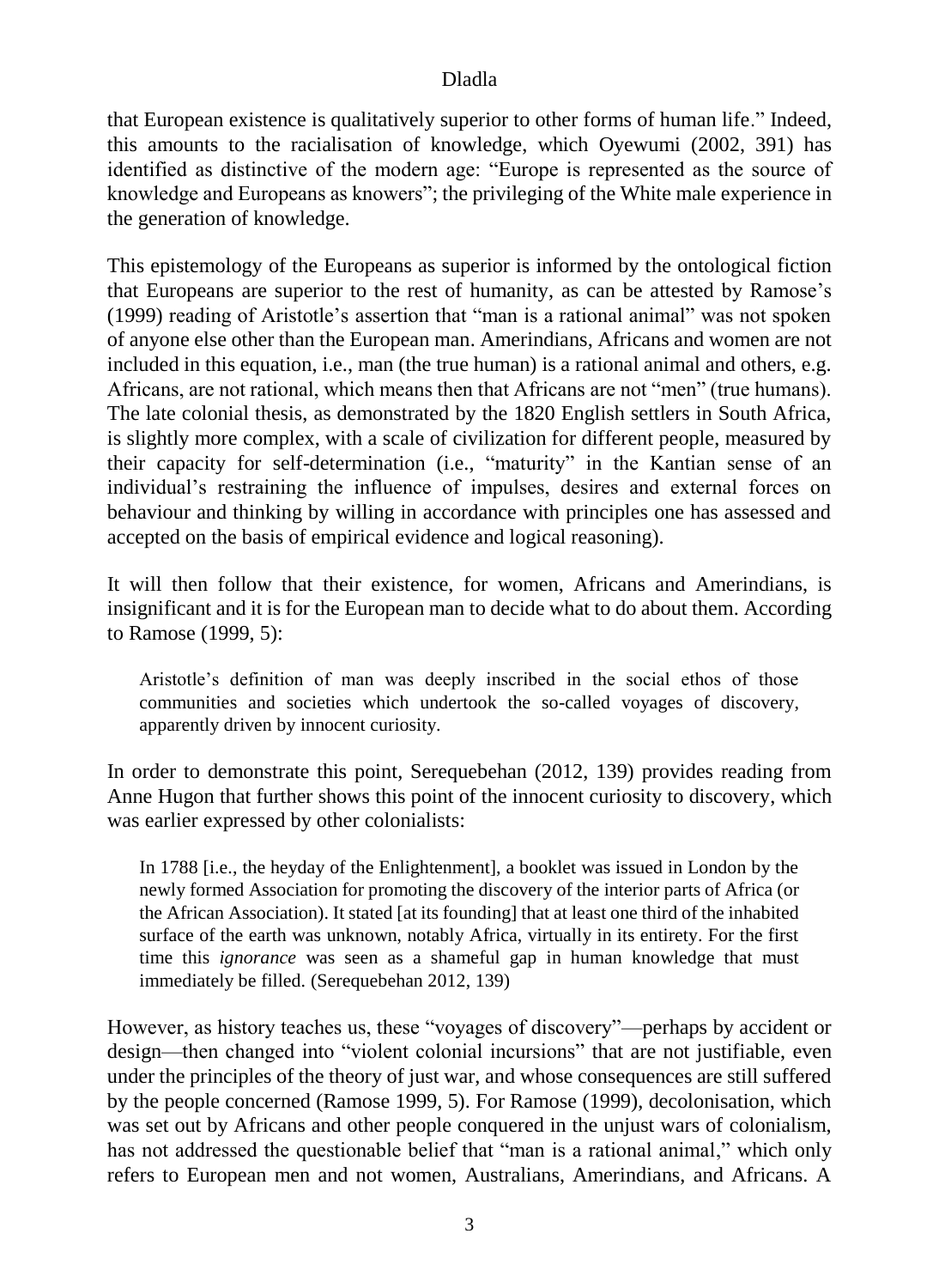that European existence is qualitatively superior to other forms of human life." Indeed, this amounts to the racialisation of knowledge, which Oyewumi (2002, 391) has identified as distinctive of the modern age: "Europe is represented as the source of knowledge and Europeans as knowers"; the privileging of the White male experience in the generation of knowledge.

This epistemology of the Europeans as superior is informed by the ontological fiction that Europeans are superior to the rest of humanity, as can be attested by Ramose's (1999) reading of Aristotle's assertion that "man is a rational animal" was not spoken of anyone else other than the European man. Amerindians, Africans and women are not included in this equation, i.e., man (the true human) is a rational animal and others, e.g. Africans, are not rational, which means then that Africans are not "men" (true humans). The late colonial thesis, as demonstrated by the 1820 English settlers in South Africa, is slightly more complex, with a scale of civilization for different people, measured by their capacity for self-determination (i.e., "maturity" in the Kantian sense of an individual's restraining the influence of impulses, desires and external forces on behaviour and thinking by willing in accordance with principles one has assessed and accepted on the basis of empirical evidence and logical reasoning).

It will then follow that their existence, for women, Africans and Amerindians, is insignificant and it is for the European man to decide what to do about them. According to Ramose (1999, 5):

> Aristotle's definition of man was deeply inscribed in the social ethos of those communities and societies which undertook the so-called voyages of discovery, apparently driven by innocent curiosity.

In order to demonstrate this point, Serequebehan (2012, 139) provides reading from Anne Hugon that further shows this point of the innocent curiosity to discovery, which was earlier expressed by other colonialists:

> In 1788 [i.e., the heyday of the Enlightenment], a booklet was issued in London by the newly formed Association for promoting the discovery of the interior parts of Africa (or the African Association). It stated [at its founding] that at least one third of the inhabited surface of the earth was unknown, notably Africa, virtually in its entirety. For the first time this *ignorance* was seen as a shameful gap in human knowledge that must immediately be filled. (Serequebehan 2012, 139)

However, as history teaches us, these "voyages of discovery"—perhaps by accident or design—then changed into "violent colonial incursions" that are not justifiable, even under the principles of the theory of just war, and whose consequences are still suffered by the people concerned (Ramose 1999, 5). For Ramose (1999), decolonisation, which was set out by Africans and other people conquered in the unjust wars of colonialism, has not addressed the questionable belief that "man is a rational animal," which only refers to European men and not women, Australians, Amerindians, and Africans. A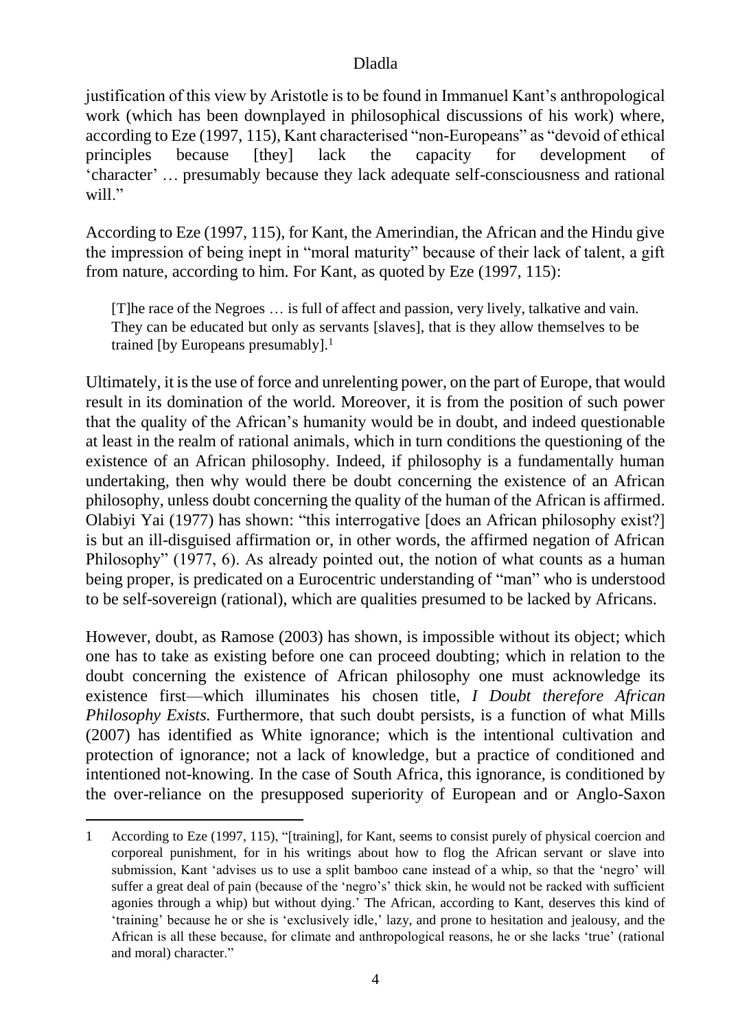justification of this view by Aristotle is to be found in Immanuel Kant's anthropological work (which has been downplayed in philosophical discussions of his work) where, according to Eze (1997, 115), Kant characterised "non-Europeans" as "devoid of ethical principles because [they] lack the capacity for development of 'character' … presumably because they lack adequate self-consciousness and rational will."

According to Eze (1997, 115), for Kant, the Amerindian, the African and the Hindu give the impression of being inept in "moral maturity" because of their lack of talent, a gift from nature, according to him. For Kant, as quoted by Eze (1997, 115):

> [T]he race of the Negroes … is full of affect and passion, very lively, talkative and vain. They can be educated but only as servants [slaves], that is they allow themselves to be trained [by Europeans presumably].[1]

Ultimately, it is the use of force and unrelenting power, on the part of Europe, that would result in its domination of the world. Moreover, it is from the position of such power that the quality of the African's humanity would be in doubt, and indeed questionable at least in the realm of rational animals, which in turn conditions the questioning of the existence of an African philosophy. Indeed, if philosophy is a fundamentally human undertaking, then why would there be doubt concerning the existence of an African philosophy, unless doubt concerning the quality of the human of the African is affirmed. Olabiyi Yai (1977) has shown: "this interrogative [does an African philosophy exist?] is but an ill-disguised affirmation or, in other words, the affirmed negation of African Philosophy" (1977, 6). As already pointed out, the notion of what counts as a human being proper, is predicated on a Eurocentric understanding of "man" who is understood to be self-sovereign (rational), which are qualities presumed to be lacked by Africans.

However, doubt, as Ramose (2003) has shown, is impossible without its object; which one has to take as existing before one can proceed doubting; which in relation to the doubt concerning the existence of African philosophy one must acknowledge its existence first—which illuminates his chosen title, *I Doubt therefore African Philosophy Exists.* Furthermore, that such doubt persists, is a function of what Mills (2007) has identified as White ignorance; which is the intentional cultivation and protection of ignorance; not a lack of knowledge, but a practice of conditioned and intentioned not-knowing. In the case of South Africa, this ignorance, is conditioned by the over-reliance on the presupposed superiority of European and or Anglo-Saxon

---

1 According to Eze (1997, 115), "[training], for Kant, seems to consist purely of physical coercion and corporeal punishment, for in his writings about how to flog the African servant or slave into submission, Kant 'advises us to use a split bamboo cane instead of a whip, so that the 'negro' will suffer a great deal of pain (because of the 'negro's' thick skin, he would not be racked with sufficient agonies through a whip) but without dying.' The African, according to Kant, deserves this kind of 'training' because he or she is 'exclusively idle,' lazy, and prone to hesitation and jealousy, and the African is all these because, for climate and anthropological reasons, he or she lacks 'true' (rational and moral) character."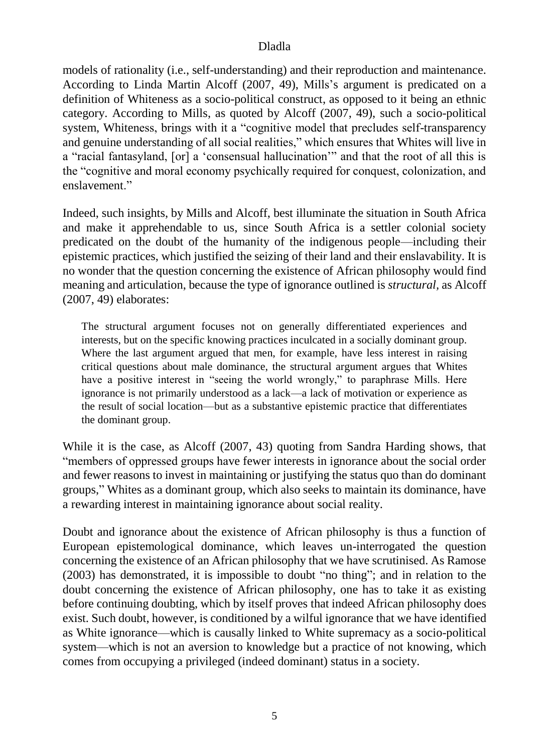models of rationality (i.e., self-understanding) and their reproduction and maintenance. According to Linda Martin Alcoff (2007, 49), Mills's argument is predicated on a definition of Whiteness as a socio-political construct, as opposed to it being an ethnic category. According to Mills, as quoted by Alcoff (2007, 49), such a socio-political system, Whiteness, brings with it a "cognitive model that precludes self-transparency and genuine understanding of all social realities," which ensures that Whites will live in a "racial fantasyland, [or] a 'consensual hallucination'" and that the root of all this is the "cognitive and moral economy psychically required for conquest, colonization, and enslavement."

Indeed, such insights, by Mills and Alcoff, best illuminate the situation in South Africa and make it apprehendable to us, since South Africa is a settler colonial society predicated on the doubt of the humanity of the indigenous people—including their epistemic practices, which justified the seizing of their land and their enslavability. It is no wonder that the question concerning the existence of African philosophy would find meaning and articulation, because the type of ignorance outlined is *structural,* as Alcoff (2007, 49) elaborates:

> The structural argument focuses not on generally differentiated experiences and interests, but on the specific knowing practices inculcated in a socially dominant group. Where the last argument argued that men, for example, have less interest in raising critical questions about male dominance, the structural argument argues that Whites have a positive interest in "seeing the world wrongly," to paraphrase Mills. Here ignorance is not primarily understood as a lack—a lack of motivation or experience as the result of social location—but as a substantive epistemic practice that differentiates the dominant group.

While it is the case, as Alcoff (2007, 43) quoting from Sandra Harding shows, that "members of oppressed groups have fewer interests in ignorance about the social order and fewer reasons to invest in maintaining or justifying the status quo than do dominant groups," Whites as a dominant group, which also seeks to maintain its dominance, have a rewarding interest in maintaining ignorance about social reality.

Doubt and ignorance about the existence of African philosophy is thus a function of European epistemological dominance, which leaves un-interrogated the question concerning the existence of an African philosophy that we have scrutinised. As Ramose (2003) has demonstrated, it is impossible to doubt "no thing"; and in relation to the doubt concerning the existence of African philosophy, one has to take it as existing before continuing doubting, which by itself proves that indeed African philosophy does exist. Such doubt, however, is conditioned by a wilful ignorance that we have identified as White ignorance—which is causally linked to White supremacy as a socio-political system—which is not an aversion to knowledge but a practice of not knowing, which comes from occupying a privileged (indeed dominant) status in a society.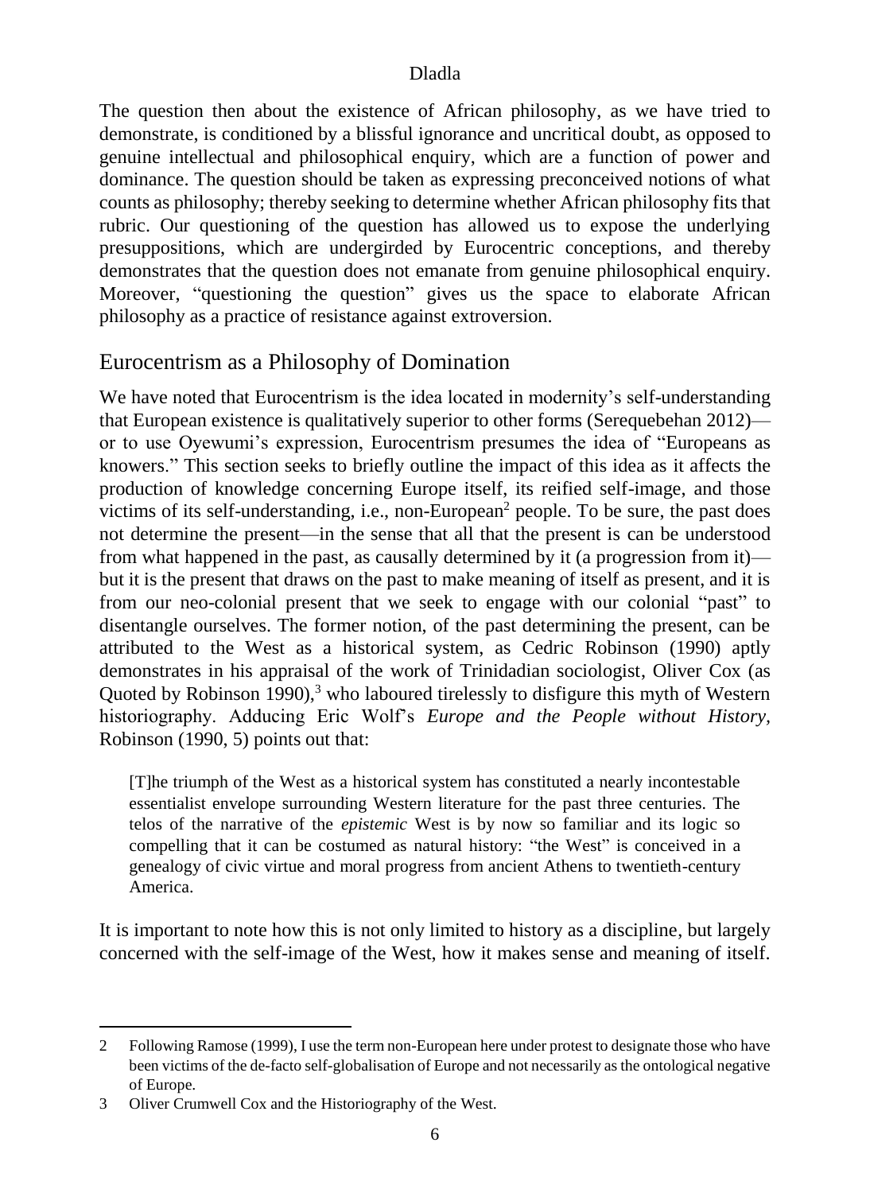The question then about the existence of African philosophy, as we have tried to demonstrate, is conditioned by a blissful ignorance and uncritical doubt, as opposed to genuine intellectual and philosophical enquiry, which are a function of power and dominance. The question should be taken as expressing preconceived notions of what counts as philosophy; thereby seeking to determine whether African philosophy fits that rubric. Our questioning of the question has allowed us to expose the underlying presuppositions, which are undergirded by Eurocentric conceptions, and thereby demonstrates that the question does not emanate from genuine philosophical enquiry. Moreover, "questioning the question" gives us the space to elaborate African philosophy as a practice of resistance against extroversion.

## Eurocentrism as a Philosophy of Domination

We have noted that Eurocentrism is the idea located in modernity's self-understanding that European existence is qualitatively superior to other forms (Serequebehan 2012)—or to use Oyewumi's expression, Eurocentrism presumes the idea of "Europeans as knowers." This section seeks to briefly outline the impact of this idea as it affects the production of knowledge concerning Europe itself, its reified self-image, and those victims of its self-understanding, i.e., non-European[2] people. To be sure, the past does not determine the present—in the sense that all that the present is can be understood from what happened in the past, as causally determined by it (a progression from it)—but it is the present that draws on the past to make meaning of itself as present, and it is from our neo-colonial present that we seek to engage with our colonial "past" to disentangle ourselves. The former notion, of the past determining the present, can be attributed to the West as a historical system, as Cedric Robinson (1990) aptly demonstrates in his appraisal of the work of Trinidadian sociologist, Oliver Cox (as Quoted by Robinson 1990),[3] who laboured tirelessly to disfigure this myth of Western historiography. Adducing Eric Wolf's *Europe and the People without History*, Robinson (1990, 5) points out that:

> [T]he triumph of the West as a historical system has constituted a nearly incontestable essentialist envelope surrounding Western literature for the past three centuries. The telos of the narrative of the *epistemic* West is by now so familiar and its logic so compelling that it can be costumed as natural history: "the West" is conceived in a genealogy of civic virtue and moral progress from ancient Athens to twentieth-century America.

It is important to note how this is not only limited to history as a discipline, but largely concerned with the self-image of the West, how it makes sense and meaning of itself.

---

2 Following Ramose (1999), I use the term non-European here under protest to designate those who have been victims of the de-facto self-globalisation of Europe and not necessarily as the ontological negative of Europe.

3 Oliver Crumwell Cox and the Historiography of the West.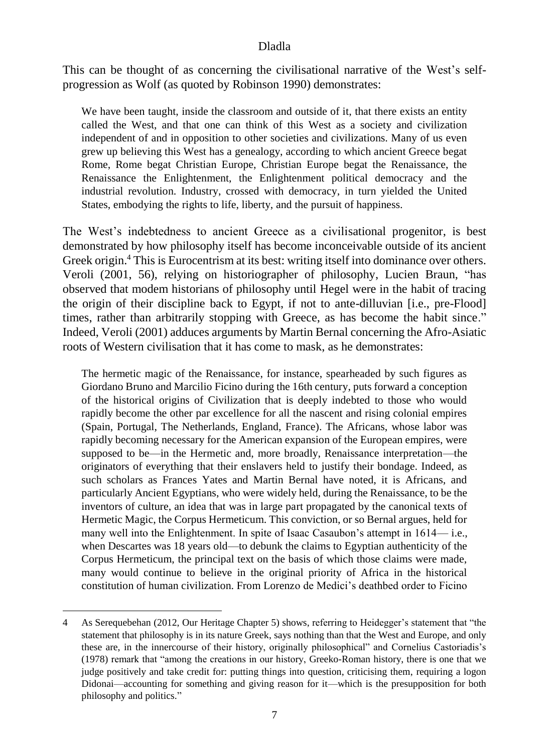This can be thought of as concerning the civilisational narrative of the West's self-progression as Wolf (as quoted by Robinson 1990) demonstrates:

> We have been taught, inside the classroom and outside of it, that there exists an entity called the West, and that one can think of this West as a society and civilization independent of and in opposition to other societies and civilizations. Many of us even grew up believing this West has a genealogy, according to which ancient Greece begat Rome, Rome begat Christian Europe, Christian Europe begat the Renaissance, the Renaissance the Enlightenment, the Enlightenment political democracy and the industrial revolution. Industry, crossed with democracy, in turn yielded the United States, embodying the rights to life, liberty, and the pursuit of happiness.

The West's indebtedness to ancient Greece as a civilisational progenitor, is best demonstrated by how philosophy itself has become inconceivable outside of its ancient Greek origin.[4] This is Eurocentrism at its best: writing itself into dominance over others. Veroli (2001, 56), relying on historiographer of philosophy, Lucien Braun, "has observed that modem historians of philosophy until Hegel were in the habit of tracing the origin of their discipline back to Egypt, if not to ante-dilluvian [i.e., pre-Flood] times, rather than arbitrarily stopping with Greece, as has become the habit since." Indeed, Veroli (2001) adduces arguments by Martin Bernal concerning the Afro-Asiatic roots of Western civilisation that it has come to mask, as he demonstrates:

> The hermetic magic of the Renaissance, for instance, spearheaded by such figures as Giordano Bruno and Marcilio Ficino during the 16th century, puts forward a conception of the historical origins of Civilization that is deeply indebted to those who would rapidly become the other par excellence for all the nascent and rising colonial empires (Spain, Portugal, The Netherlands, England, France). The Africans, whose labor was rapidly becoming necessary for the American expansion of the European empires, were supposed to be—in the Hermetic and, more broadly, Renaissance interpretation—the originators of everything that their enslavers held to justify their bondage. Indeed, as such scholars as Frances Yates and Martin Bernal have noted, it is Africans, and particularly Ancient Egyptians, who were widely held, during the Renaissance, to be the inventors of culture, an idea that was in large part propagated by the canonical texts of Hermetic Magic, the Corpus Hermeticum. This conviction, or so Bernal argues, held for many well into the Enlightenment. In spite of Isaac Casaubon's attempt in 1614— i.e., when Descartes was 18 years old—to debunk the claims to Egyptian authenticity of the Corpus Hermeticum, the principal text on the basis of which those claims were made, many would continue to believe in the original priority of Africa in the historical constitution of human civilization. From Lorenzo de Medici's deathbed order to Ficino

---

4 As Serequebehan (2012, Our Heritage Chapter 5) shows, referring to Heidegger's statement that "the statement that philosophy is in its nature Greek, says nothing than that the West and Europe, and only these are, in the innercourse of their history, originally philosophical" and Cornelius Castoriadis's (1978) remark that "among the creations in our history, Greeko-Roman history, there is one that we judge positively and take credit for: putting things into question, criticising them, requiring a logon Didonai—accounting for something and giving reason for it—which is the presupposition for both philosophy and politics."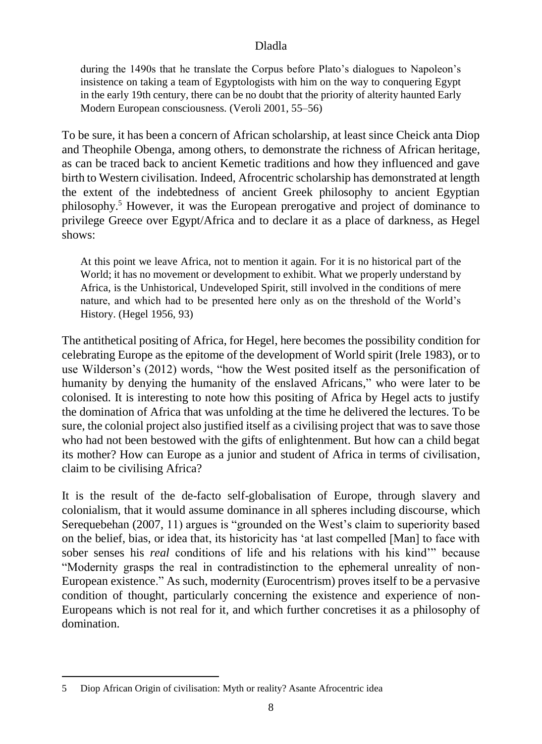> during the 1490s that he translate the Corpus before Plato's dialogues to Napoleon's insistence on taking a team of Egyptologists with him on the way to conquering Egypt in the early 19th century, there can be no doubt that the priority of alterity haunted Early Modern European consciousness. (Veroli 2001, 55–56)

To be sure, it has been a concern of African scholarship, at least since Cheick anta Diop and Theophile Obenga, among others, to demonstrate the richness of African heritage, as can be traced back to ancient Kemetic traditions and how they influenced and gave birth to Western civilisation. Indeed, Afrocentric scholarship has demonstrated at length the extent of the indebtedness of ancient Greek philosophy to ancient Egyptian philosophy.[5] However, it was the European prerogative and project of dominance to privilege Greece over Egypt/Africa and to declare it as a place of darkness, as Hegel shows:

> At this point we leave Africa, not to mention it again. For it is no historical part of the World; it has no movement or development to exhibit. What we properly understand by Africa, is the Unhistorical, Undeveloped Spirit, still involved in the conditions of mere nature, and which had to be presented here only as on the threshold of the World's History. (Hegel 1956, 93)

The antithetical positing of Africa, for Hegel, here becomes the possibility condition for celebrating Europe as the epitome of the development of World spirit (Irele 1983), or to use Wilderson's (2012) words, "how the West posited itself as the personification of humanity by denying the humanity of the enslaved Africans," who were later to be colonised. It is interesting to note how this positing of Africa by Hegel acts to justify the domination of Africa that was unfolding at the time he delivered the lectures. To be sure, the colonial project also justified itself as a civilising project that was to save those who had not been bestowed with the gifts of enlightenment. But how can a child begat its mother? How can Europe as a junior and student of Africa in terms of civilisation, claim to be civilising Africa?

It is the result of the de-facto self-globalisation of Europe, through slavery and colonialism, that it would assume dominance in all spheres including discourse, which Serequebehan (2007, 11) argues is "grounded on the West's claim to superiority based on the belief, bias, or idea that, its historicity has 'at last compelled [Man] to face with sober senses his *real* conditions of life and his relations with his kind'" because "Modernity grasps the real in contradistinction to the ephemeral unreality of non-European existence." As such, modernity (Eurocentrism) proves itself to be a pervasive condition of thought, particularly concerning the existence and experience of non-Europeans which is not real for it, and which further concretises it as a philosophy of domination.

---

5 Diop African Origin of civilisation: Myth or reality? Asante Afrocentric idea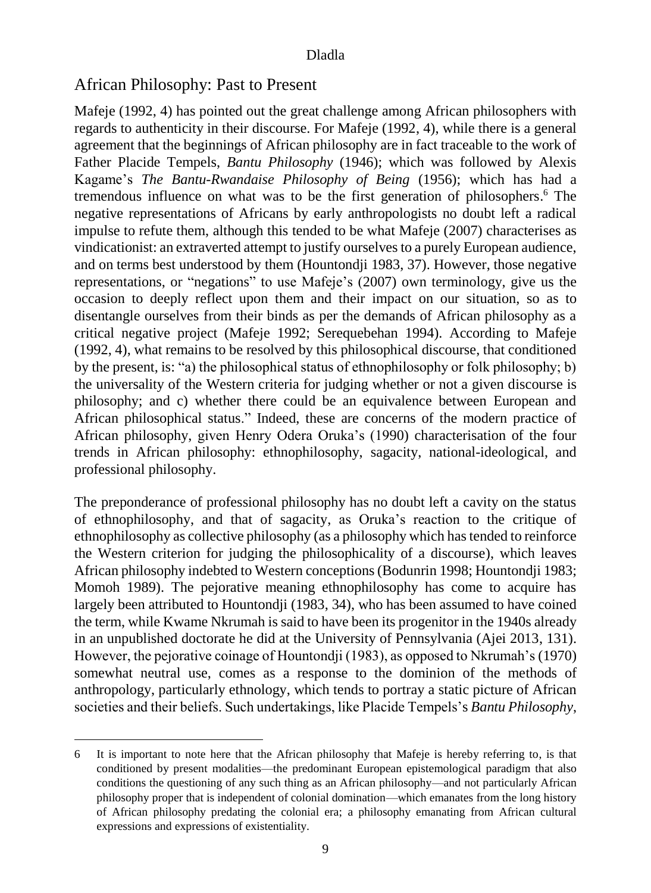## African Philosophy: Past to Present

Mafeje (1992, 4) has pointed out the great challenge among African philosophers with regards to authenticity in their discourse. For Mafeje (1992, 4), while there is a general agreement that the beginnings of African philosophy are in fact traceable to the work of Father Placide Tempels, *Bantu Philosophy* (1946); which was followed by Alexis Kagame's *The Bantu-Rwandaise Philosophy of Being* (1956); which has had a tremendous influence on what was to be the first generation of philosophers.[6] The negative representations of Africans by early anthropologists no doubt left a radical impulse to refute them, although this tended to be what Mafeje (2007) characterises as vindicationist: an extraverted attempt to justify ourselves to a purely European audience, and on terms best understood by them (Hountondji 1983, 37). However, those negative representations, or "negations" to use Mafeje's (2007) own terminology, give us the occasion to deeply reflect upon them and their impact on our situation, so as to disentangle ourselves from their binds as per the demands of African philosophy as a critical negative project (Mafeje 1992; Serequebehan 1994). According to Mafeje (1992, 4), what remains to be resolved by this philosophical discourse, that conditioned by the present, is: "a) the philosophical status of ethnophilosophy or folk philosophy; b) the universality of the Western criteria for judging whether or not a given discourse is philosophy; and c) whether there could be an equivalence between European and African philosophical status." Indeed, these are concerns of the modern practice of African philosophy, given Henry Odera Oruka's (1990) characterisation of the four trends in African philosophy: ethnophilosophy, sagacity, national-ideological, and professional philosophy.

The preponderance of professional philosophy has no doubt left a cavity on the status of ethnophilosophy, and that of sagacity, as Oruka's reaction to the critique of ethnophilosophy as collective philosophy (as a philosophy which has tended to reinforce the Western criterion for judging the philosophicality of a discourse), which leaves African philosophy indebted to Western conceptions (Bodunrin 1998; Hountondji 1983; Momoh 1989). The pejorative meaning ethnophilosophy has come to acquire has largely been attributed to Hountondji (1983, 34), who has been assumed to have coined the term, while Kwame Nkrumah is said to have been its progenitor in the 1940s already in an unpublished doctorate he did at the University of Pennsylvania (Ajei 2013, 131). However, the pejorative coinage of Hountondji (1983), as opposed to Nkrumah's (1970) somewhat neutral use, comes as a response to the dominion of the methods of anthropology, particularly ethnology, which tends to portray a static picture of African societies and their beliefs. Such undertakings, like Placide Tempels's *Bantu Philosophy*,

---

6 It is important to note here that the African philosophy that Mafeje is hereby referring to, is that conditioned by present modalities—the predominant European epistemological paradigm that also conditions the questioning of any such thing as an African philosophy—and not particularly African philosophy proper that is independent of colonial domination—which emanates from the long history of African philosophy predating the colonial era; a philosophy emanating from African cultural expressions and expressions of existentiality.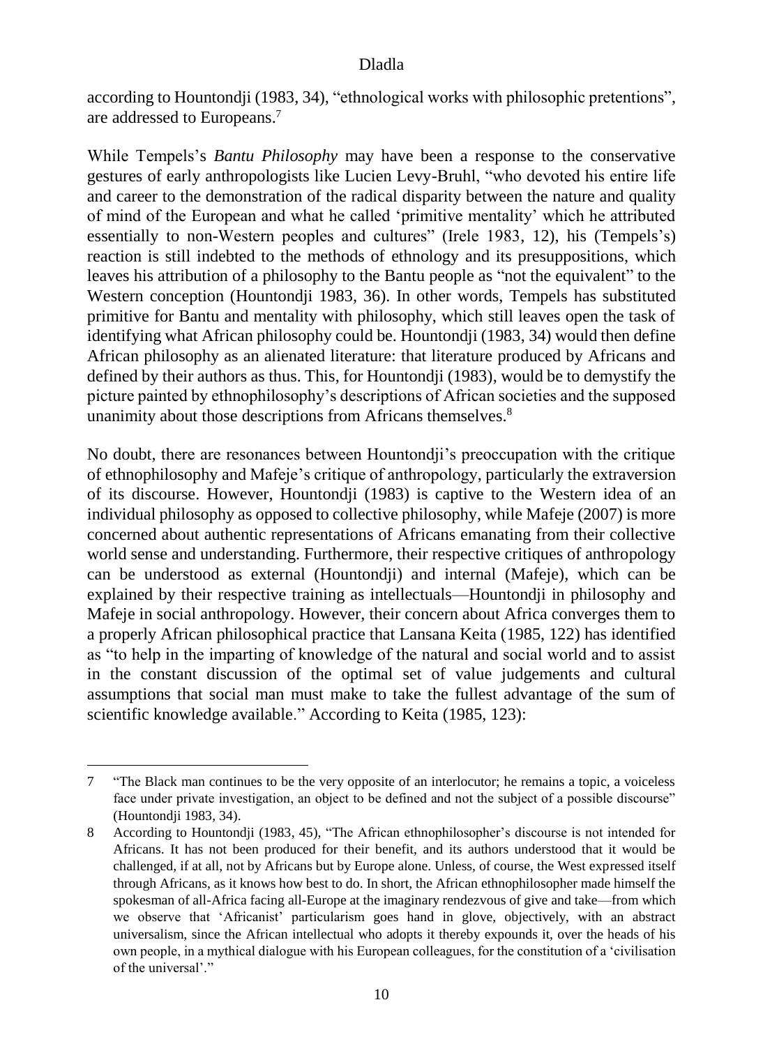according to Hountondji (1983, 34), "ethnological works with philosophic pretentions", are addressed to Europeans.[7]

While Tempels's *Bantu Philosophy* may have been a response to the conservative gestures of early anthropologists like Lucien Levy-Bruhl, "who devoted his entire life and career to the demonstration of the radical disparity between the nature and quality of mind of the European and what he called 'primitive mentality' which he attributed essentially to non-Western peoples and cultures" (Irele 1983, 12), his (Tempels's) reaction is still indebted to the methods of ethnology and its presuppositions, which leaves his attribution of a philosophy to the Bantu people as "not the equivalent" to the Western conception (Hountondji 1983, 36). In other words, Tempels has substituted primitive for Bantu and mentality with philosophy, which still leaves open the task of identifying what African philosophy could be. Hountondji (1983, 34) would then define African philosophy as an alienated literature: that literature produced by Africans and defined by their authors as thus. This, for Hountondji (1983), would be to demystify the picture painted by ethnophilosophy's descriptions of African societies and the supposed unanimity about those descriptions from Africans themselves.[8]

No doubt, there are resonances between Hountondji's preoccupation with the critique of ethnophilosophy and Mafeje's critique of anthropology, particularly the extraversion of its discourse. However, Hountondji (1983) is captive to the Western idea of an individual philosophy as opposed to collective philosophy, while Mafeje (2007) is more concerned about authentic representations of Africans emanating from their collective world sense and understanding. Furthermore, their respective critiques of anthropology can be understood as external (Hountondji) and internal (Mafeje), which can be explained by their respective training as intellectuals—Hountondji in philosophy and Mafeje in social anthropology. However, their concern about Africa converges them to a properly African philosophical practice that Lansana Keita (1985, 122) has identified as "to help in the imparting of knowledge of the natural and social world and to assist in the constant discussion of the optimal set of value judgements and cultural assumptions that social man must make to take the fullest advantage of the sum of scientific knowledge available." According to Keita (1985, 123):

---

7 "The Black man continues to be the very opposite of an interlocutor; he remains a topic, a voiceless face under private investigation, an object to be defined and not the subject of a possible discourse" (Hountondji 1983, 34).

8 According to Hountondji (1983, 45), "The African ethnophilosopher's discourse is not intended for Africans. It has not been produced for their benefit, and its authors understood that it would be challenged, if at all, not by Africans but by Europe alone. Unless, of course, the West expressed itself through Africans, as it knows how best to do. In short, the African ethnophilosopher made himself the spokesman of all-Africa facing all-Europe at the imaginary rendezvous of give and take—from which we observe that 'Africanist' particularism goes hand in glove, objectively, with an abstract universalism, since the African intellectual who adopts it thereby expounds it, over the heads of his own people, in a mythical dialogue with his European colleagues, for the constitution of a 'civilisation of the universal'."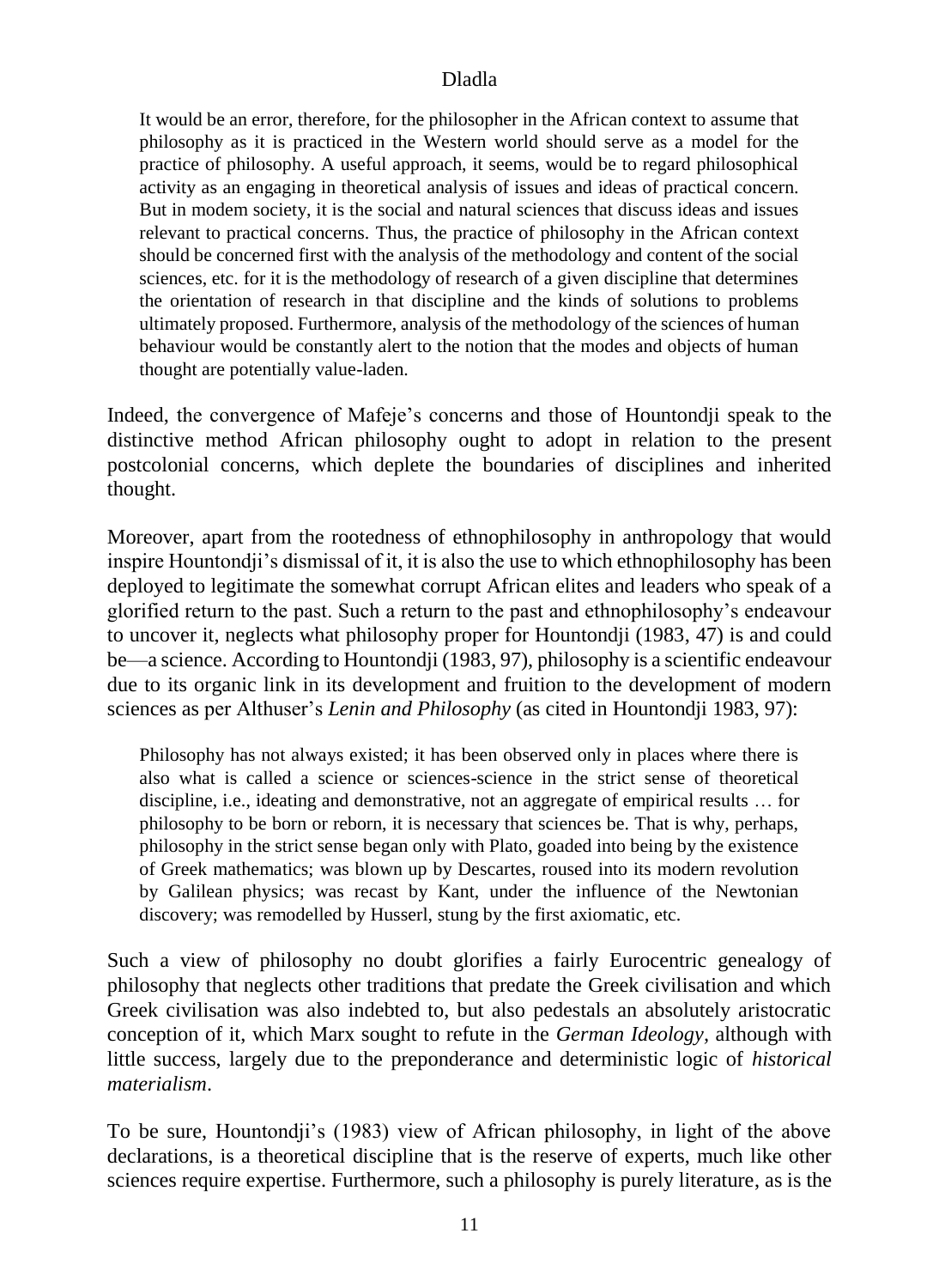> It would be an error, therefore, for the philosopher in the African context to assume that philosophy as it is practiced in the Western world should serve as a model for the practice of philosophy. A useful approach, it seems, would be to regard philosophical activity as an engaging in theoretical analysis of issues and ideas of practical concern. But in modem society, it is the social and natural sciences that discuss ideas and issues relevant to practical concerns. Thus, the practice of philosophy in the African context should be concerned first with the analysis of the methodology and content of the social sciences, etc. for it is the methodology of research of a given discipline that determines the orientation of research in that discipline and the kinds of solutions to problems ultimately proposed. Furthermore, analysis of the methodology of the sciences of human behaviour would be constantly alert to the notion that the modes and objects of human thought are potentially value-laden.

Indeed, the convergence of Mafeje's concerns and those of Hountondji speak to the distinctive method African philosophy ought to adopt in relation to the present postcolonial concerns, which deplete the boundaries of disciplines and inherited thought.

Moreover, apart from the rootedness of ethnophilosophy in anthropology that would inspire Hountondji's dismissal of it, it is also the use to which ethnophilosophy has been deployed to legitimate the somewhat corrupt African elites and leaders who speak of a glorified return to the past. Such a return to the past and ethnophilosophy's endeavour to uncover it, neglects what philosophy proper for Hountondji (1983, 47) is and could be—a science. According to Hountondji (1983, 97), philosophy is a scientific endeavour due to its organic link in its development and fruition to the development of modern sciences as per Althuser's *Lenin and Philosophy* (as cited in Hountondji 1983, 97):

> Philosophy has not always existed; it has been observed only in places where there is also what is called a science or sciences-science in the strict sense of theoretical discipline, i.e., ideating and demonstrative, not an aggregate of empirical results … for philosophy to be born or reborn, it is necessary that sciences be. That is why, perhaps, philosophy in the strict sense began only with Plato, goaded into being by the existence of Greek mathematics; was blown up by Descartes, roused into its modern revolution by Galilean physics; was recast by Kant, under the influence of the Newtonian discovery; was remodelled by Husserl, stung by the first axiomatic, etc.

Such a view of philosophy no doubt glorifies a fairly Eurocentric genealogy of philosophy that neglects other traditions that predate the Greek civilisation and which Greek civilisation was also indebted to, but also pedestals an absolutely aristocratic conception of it, which Marx sought to refute in the *German Ideology*, although with little success, largely due to the preponderance and deterministic logic of *historical materialism*.

To be sure, Hountondji's (1983) view of African philosophy, in light of the above declarations, is a theoretical discipline that is the reserve of experts, much like other sciences require expertise. Furthermore, such a philosophy is purely literature, as is the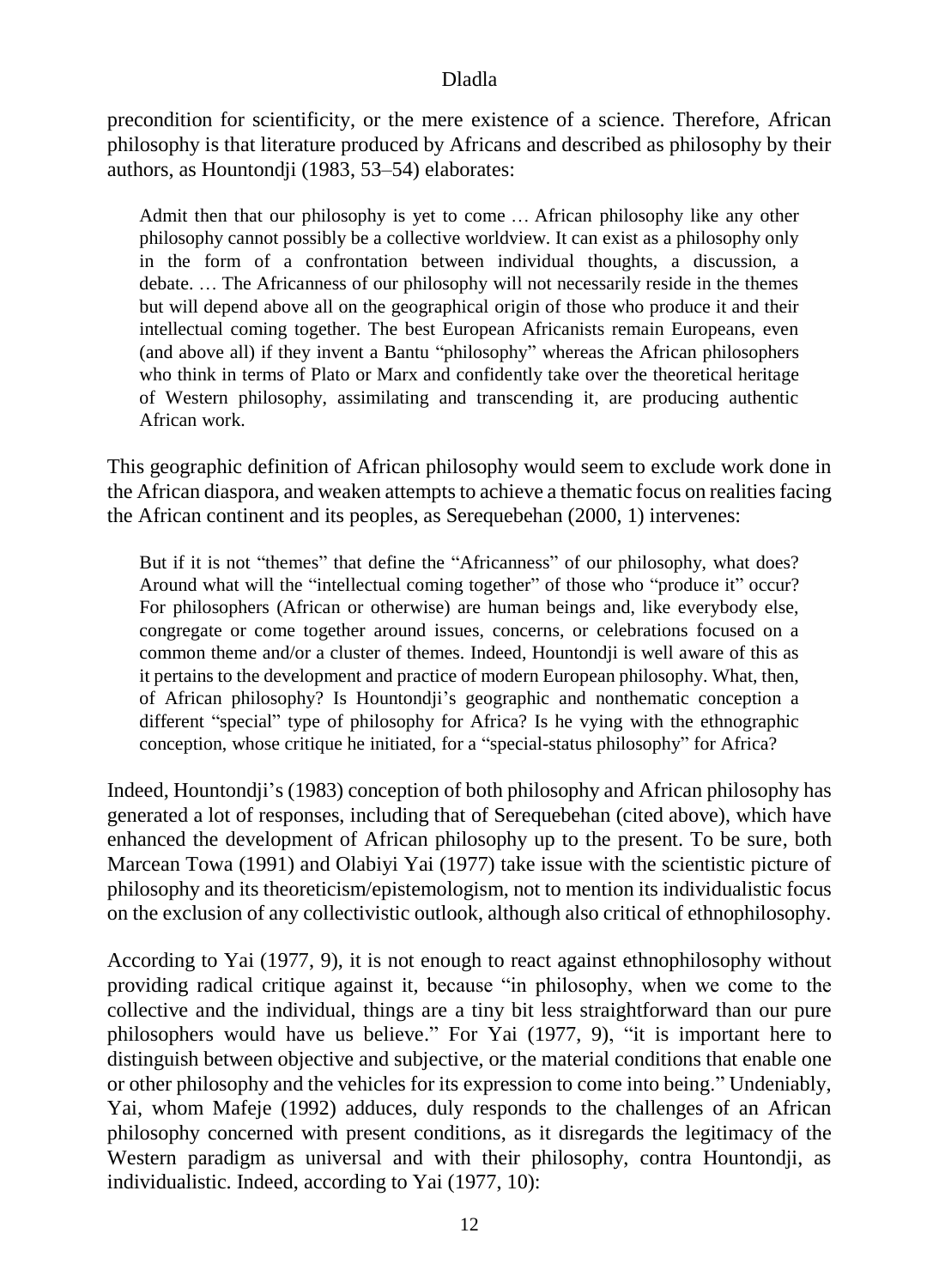precondition for scientificity, or the mere existence of a science. Therefore, African philosophy is that literature produced by Africans and described as philosophy by their authors, as Hountondji (1983, 53–54) elaborates:

> Admit then that our philosophy is yet to come … African philosophy like any other philosophy cannot possibly be a collective worldview. It can exist as a philosophy only in the form of a confrontation between individual thoughts, a discussion, a debate. … The Africanness of our philosophy will not necessarily reside in the themes but will depend above all on the geographical origin of those who produce it and their intellectual coming together. The best European Africanists remain Europeans, even (and above all) if they invent a Bantu "philosophy" whereas the African philosophers who think in terms of Plato or Marx and confidently take over the theoretical heritage of Western philosophy, assimilating and transcending it, are producing authentic African work.

This geographic definition of African philosophy would seem to exclude work done in the African diaspora, and weaken attempts to achieve a thematic focus on realities facing the African continent and its peoples, as Serequebehan (2000, 1) intervenes:

> But if it is not "themes" that define the "Africanness" of our philosophy, what does? Around what will the "intellectual coming together" of those who "produce it" occur? For philosophers (African or otherwise) are human beings and, like everybody else, congregate or come together around issues, concerns, or celebrations focused on a common theme and/or a cluster of themes. Indeed, Hountondji is well aware of this as it pertains to the development and practice of modern European philosophy. What, then, of African philosophy? Is Hountondji's geographic and nonthematic conception a different "special" type of philosophy for Africa? Is he vying with the ethnographic conception, whose critique he initiated, for a "special-status philosophy" for Africa?

Indeed, Hountondji's (1983) conception of both philosophy and African philosophy has generated a lot of responses, including that of Serequebehan (cited above), which have enhanced the development of African philosophy up to the present. To be sure, both Marcean Towa (1991) and Olabiyi Yai (1977) take issue with the scientistic picture of philosophy and its theoreticism/epistemologism, not to mention its individualistic focus on the exclusion of any collectivistic outlook, although also critical of ethnophilosophy.

According to Yai (1977, 9), it is not enough to react against ethnophilosophy without providing radical critique against it, because "in philosophy, when we come to the collective and the individual, things are a tiny bit less straightforward than our pure philosophers would have us believe." For Yai (1977, 9), "it is important here to distinguish between objective and subjective, or the material conditions that enable one or other philosophy and the vehicles for its expression to come into being." Undeniably, Yai, whom Mafeje (1992) adduces, duly responds to the challenges of an African philosophy concerned with present conditions, as it disregards the legitimacy of the Western paradigm as universal and with their philosophy, contra Hountondji, as individualistic. Indeed, according to Yai (1977, 10):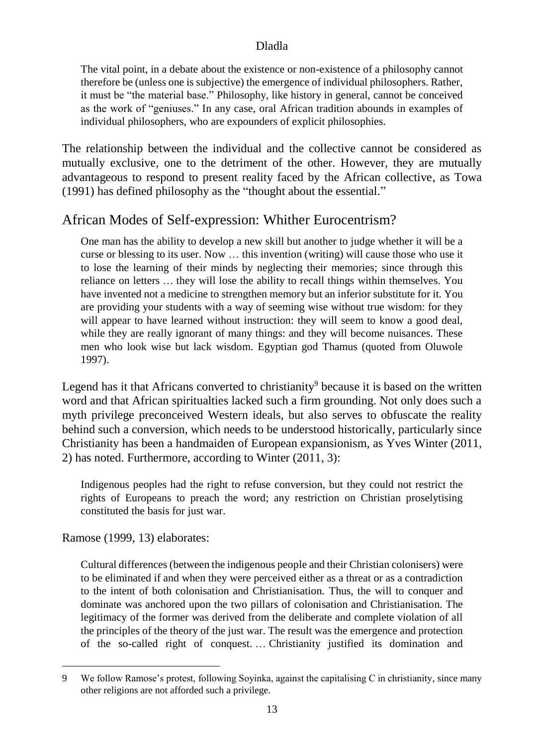> The vital point, in a debate about the existence or non-existence of a philosophy cannot therefore be (unless one is subjective) the emergence of individual philosophers. Rather, it must be "the material base." Philosophy, like history in general, cannot be conceived as the work of "geniuses." In any case, oral African tradition abounds in examples of individual philosophers, who are expounders of explicit philosophies.

The relationship between the individual and the collective cannot be considered as mutually exclusive, one to the detriment of the other. However, they are mutually advantageous to respond to present reality faced by the African collective, as Towa (1991) has defined philosophy as the "thought about the essential."

## African Modes of Self-expression: Whither Eurocentrism?

> One man has the ability to develop a new skill but another to judge whether it will be a curse or blessing to its user. Now … this invention (writing) will cause those who use it to lose the learning of their minds by neglecting their memories; since through this reliance on letters … they will lose the ability to recall things within themselves. You have invented not a medicine to strengthen memory but an inferior substitute for it. You are providing your students with a way of seeming wise without true wisdom: for they will appear to have learned without instruction: they will seem to know a good deal, while they are really ignorant of many things: and they will become nuisances. These men who look wise but lack wisdom. Egyptian god Thamus (quoted from Oluwole 1997).

Legend has it that Africans converted to christianity[9] because it is based on the written word and that African spiritualties lacked such a firm grounding. Not only does such a myth privilege preconceived Western ideals, but also serves to obfuscate the reality behind such a conversion, which needs to be understood historically, particularly since Christianity has been a handmaiden of European expansionism, as Yves Winter (2011, 2) has noted. Furthermore, according to Winter (2011, 3):

> Indigenous peoples had the right to refuse conversion, but they could not restrict the rights of Europeans to preach the word; any restriction on Christian proselytising constituted the basis for just war.

Ramose (1999, 13) elaborates:

> Cultural differences (between the indigenous people and their Christian colonisers) were to be eliminated if and when they were perceived either as a threat or as a contradiction to the intent of both colonisation and Christianisation. Thus, the will to conquer and dominate was anchored upon the two pillars of colonisation and Christianisation. The legitimacy of the former was derived from the deliberate and complete violation of all the principles of the theory of the just war. The result was the emergence and protection of the so-called right of conquest. … Christianity justified its domination and

---

9 We follow Ramose's protest, following Soyinka, against the capitalising C in christianity, since many other religions are not afforded such a privilege.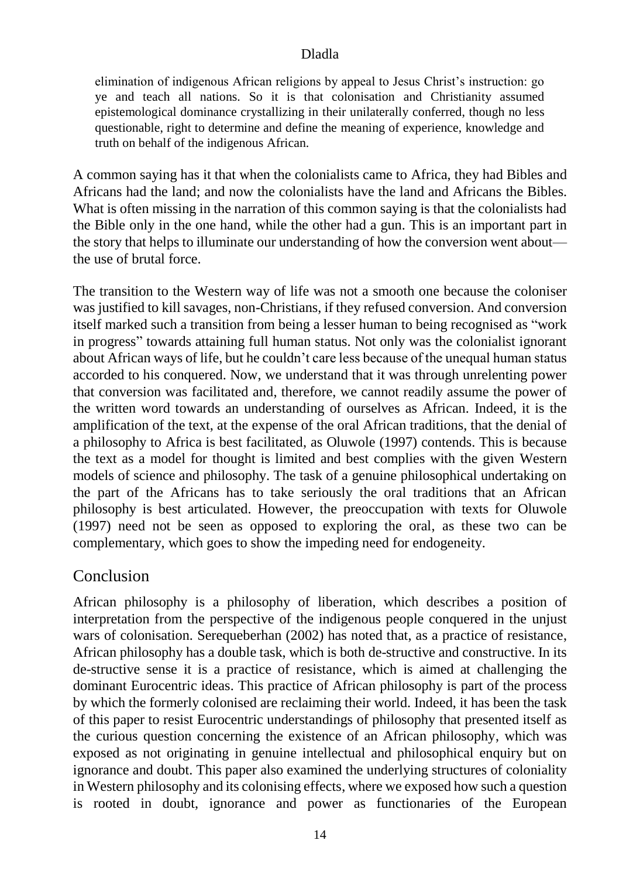> elimination of indigenous African religions by appeal to Jesus Christ's instruction: go ye and teach all nations. So it is that colonisation and Christianity assumed epistemological dominance crystallizing in their unilaterally conferred, though no less questionable, right to determine and define the meaning of experience, knowledge and truth on behalf of the indigenous African.

A common saying has it that when the colonialists came to Africa, they had Bibles and Africans had the land; and now the colonialists have the land and Africans the Bibles. What is often missing in the narration of this common saying is that the colonialists had the Bible only in the one hand, while the other had a gun. This is an important part in the story that helps to illuminate our understanding of how the conversion went about—the use of brutal force.

The transition to the Western way of life was not a smooth one because the coloniser was justified to kill savages, non-Christians, if they refused conversion. And conversion itself marked such a transition from being a lesser human to being recognised as "work in progress" towards attaining full human status. Not only was the colonialist ignorant about African ways of life, but he couldn't care less because of the unequal human status accorded to his conquered. Now, we understand that it was through unrelenting power that conversion was facilitated and, therefore, we cannot readily assume the power of the written word towards an understanding of ourselves as African. Indeed, it is the amplification of the text, at the expense of the oral African traditions, that the denial of a philosophy to Africa is best facilitated, as Oluwole (1997) contends. This is because the text as a model for thought is limited and best complies with the given Western models of science and philosophy. The task of a genuine philosophical undertaking on the part of the Africans has to take seriously the oral traditions that an African philosophy is best articulated. However, the preoccupation with texts for Oluwole (1997) need not be seen as opposed to exploring the oral, as these two can be complementary, which goes to show the impeding need for endogeneity.

## Conclusion

African philosophy is a philosophy of liberation, which describes a position of interpretation from the perspective of the indigenous people conquered in the unjust wars of colonisation. Serequeberhan (2002) has noted that, as a practice of resistance, African philosophy has a double task, which is both de-structive and constructive. In its de-structive sense it is a practice of resistance, which is aimed at challenging the dominant Eurocentric ideas. This practice of African philosophy is part of the process by which the formerly colonised are reclaiming their world. Indeed, it has been the task of this paper to resist Eurocentric understandings of philosophy that presented itself as the curious question concerning the existence of an African philosophy, which was exposed as not originating in genuine intellectual and philosophical enquiry but on ignorance and doubt. This paper also examined the underlying structures of coloniality in Western philosophy and its colonising effects, where we exposed how such a question is rooted in doubt, ignorance and power as functionaries of the European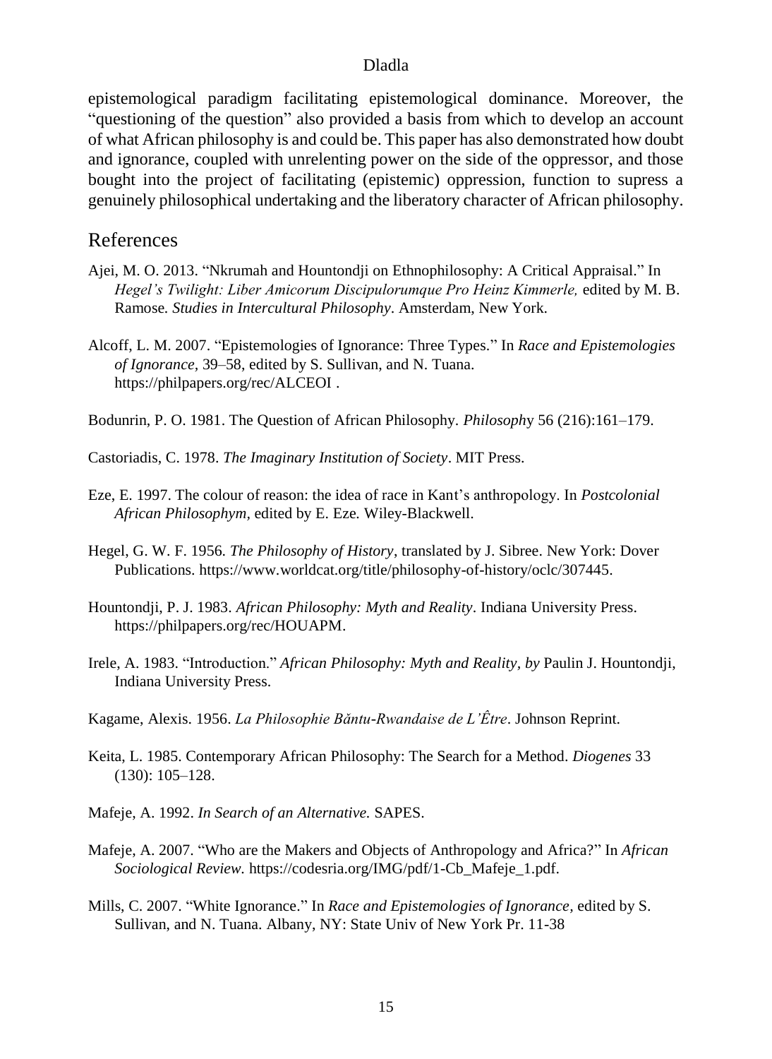epistemological paradigm facilitating epistemological dominance. Moreover, the "questioning of the question" also provided a basis from which to develop an account of what African philosophy is and could be. This paper has also demonstrated how doubt and ignorance, coupled with unrelenting power on the side of the oppressor, and those bought into the project of facilitating (epistemic) oppression, function to supress a genuinely philosophical undertaking and the liberatory character of African philosophy.

## References

Ajei, M. O. 2013. "Nkrumah and Hountondji on Ethnophilosophy: A Critical Appraisal." In *Hegel's Twilight: Liber Amicorum Discipulorumque Pro Heinz Kimmerle,* edited by M. B. Ramose. *Studies in Intercultural Philosophy*. Amsterdam, New York.

Alcoff, L. M. 2007. "Epistemologies of Ignorance: Three Types." In *Race and Epistemologies of Ignorance,* 39–58, edited by S. Sullivan, and N. Tuana. https://philpapers.org/rec/ALCEOI .

Bodunrin, P. O. 1981. The Question of African Philosophy. *Philosophy* 56 (216):161–179.

Castoriadis, C. 1978. *The Imaginary Institution of Society*. MIT Press.

Eze, E. 1997. The colour of reason: the idea of race in Kant's anthropology. In *Postcolonial African Philosophym*, edited by E. Eze. Wiley-Blackwell.

Hegel, G. W. F. 1956. *The Philosophy of History*, translated by J. Sibree. New York: Dover Publications. https://www.worldcat.org/title/philosophy-of-history/oclc/307445.

Hountondji, P. J. 1983. *African Philosophy: Myth and Reality*. Indiana University Press. https://philpapers.org/rec/HOUAPM.

Irele, A. 1983. "Introduction." *African Philosophy: Myth and Reality*, *by* Paulin J. Hountondji, Indiana University Press.

Kagame, Alexis. 1956. *La Philosophie Bǎntu-Rwandaise de L'Être*. Johnson Reprint.

Keita, L. 1985. Contemporary African Philosophy: The Search for a Method. *Diogenes* 33 (130): 105–128.

Mafeje, A. 1992. *In Search of an Alternative.* SAPES.

Mafeje, A. 2007. "Who are the Makers and Objects of Anthropology and Africa?" In *African Sociological Review.* https://codesria.org/IMG/pdf/1-Cb_Mafeje_1.pdf.

Mills, C. 2007. "White Ignorance." In *Race and Epistemologies of Ignorance*, edited by S. Sullivan, and N. Tuana. Albany, NY: State Univ of New York Pr. 11-38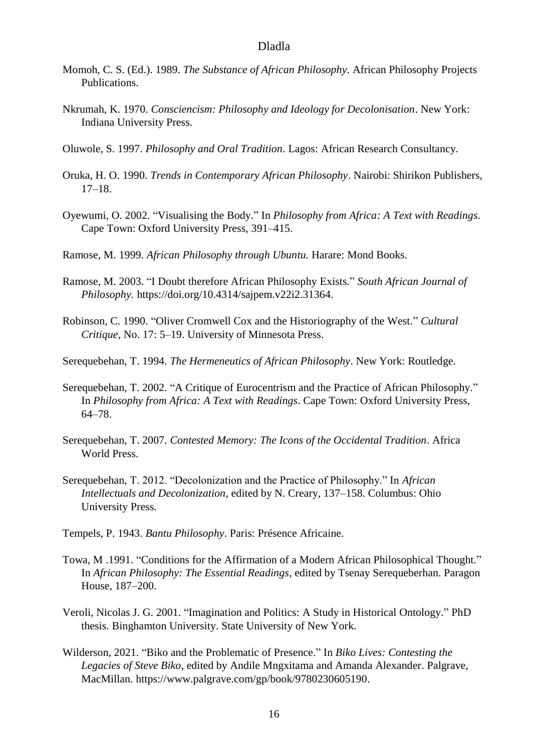Momoh, C. S. (Ed.). 1989. *The Substance of African Philosophy*. African Philosophy Projects Publications.

Nkrumah, K. 1970. *Consciencism: Philosophy and Ideology for Decolonisation*. New York: Indiana University Press.

Oluwole, S. 1997. *Philosophy and Oral Tradition*. Lagos: African Research Consultancy.

Oruka, H. O. 1990. *Trends in Contemporary African Philosophy*. Nairobi: Shirikon Publishers, 17–18.

Oyewumi, O. 2002. "Visualising the Body." In *Philosophy from Africa: A Text with Readings*. Cape Town: Oxford University Press, 391–415.

Ramose, M. 1999. *African Philosophy through Ubuntu.* Harare: Mond Books.

Ramose, M. 2003. "I Doubt therefore African Philosophy Exists." *South African Journal of Philosophy.* https://doi.org/10.4314/sajpem.v22i2.31364.

Robinson, C. 1990. "Oliver Cromwell Cox and the Historiography of the West." *Cultural Critique*, No. 17: 5–19. University of Minnesota Press.

Serequebehan, T. 1994. *The Hermeneutics of African Philosophy*. New York: Routledge.

Serequebehan, T. 2002. "A Critique of Eurocentrism and the Practice of African Philosophy." In *Philosophy from Africa: A Text with Readings*. Cape Town: Oxford University Press, 64–78.

Serequebehan, T. 2007. *Contested Memory: The Icons of the Occidental Tradition*. Africa World Press.

Serequebehan, T. 2012. "Decolonization and the Practice of Philosophy." In *African Intellectuals and Decolonization*, edited by N. Creary, 137–158. Columbus: Ohio University Press.

Tempels, P. 1943. *Bantu Philosophy*. Paris: Présence Africaine.

Towa, M .1991. "Conditions for the Affirmation of a Modern African Philosophical Thought." In *African Philosophy: The Essential Readings*, edited by Tsenay Serequeberhan. Paragon House, 187–200.

Veroli, Nicolas J. G. 2001. "Imagination and Politics: A Study in Historical Ontology." PhD thesis. Binghamton University. State University of New York.

Wilderson, 2021. "Biko and the Problematic of Presence." In *Biko Lives: Contesting the Legacies of Steve Biko*, edited by Andile Mngxitama and Amanda Alexander. Palgrave, MacMillan. https://www.palgrave.com/gp/book/9780230605190.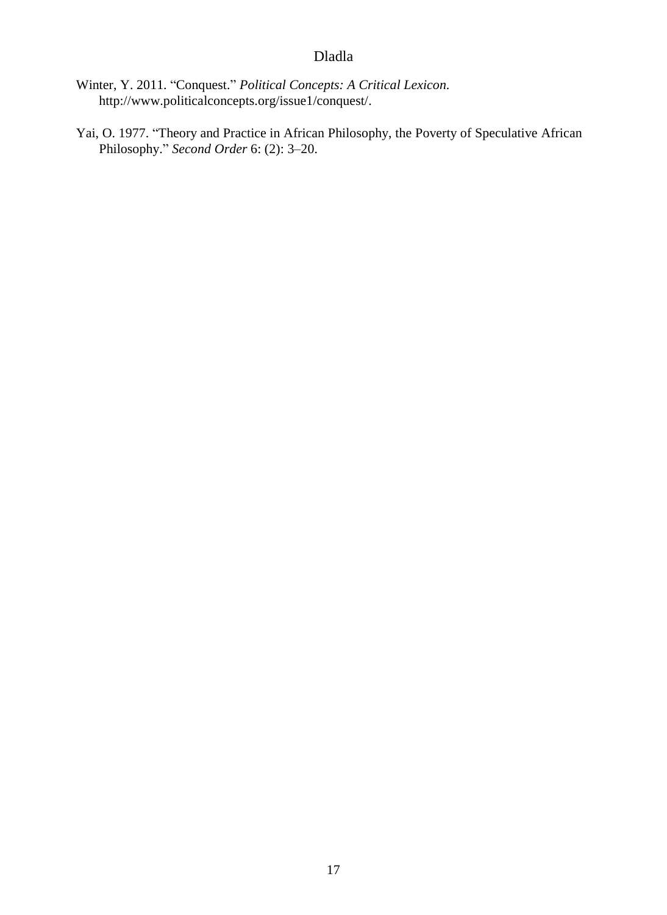Winter, Y. 2011. "Conquest." *Political Concepts: A Critical Lexicon.* http://www.politicalconcepts.org/issue1/conquest/.

Yai, O. 1977. "Theory and Practice in African Philosophy, the Poverty of Speculative African Philosophy." *Second Order* 6: (2): 3–20.